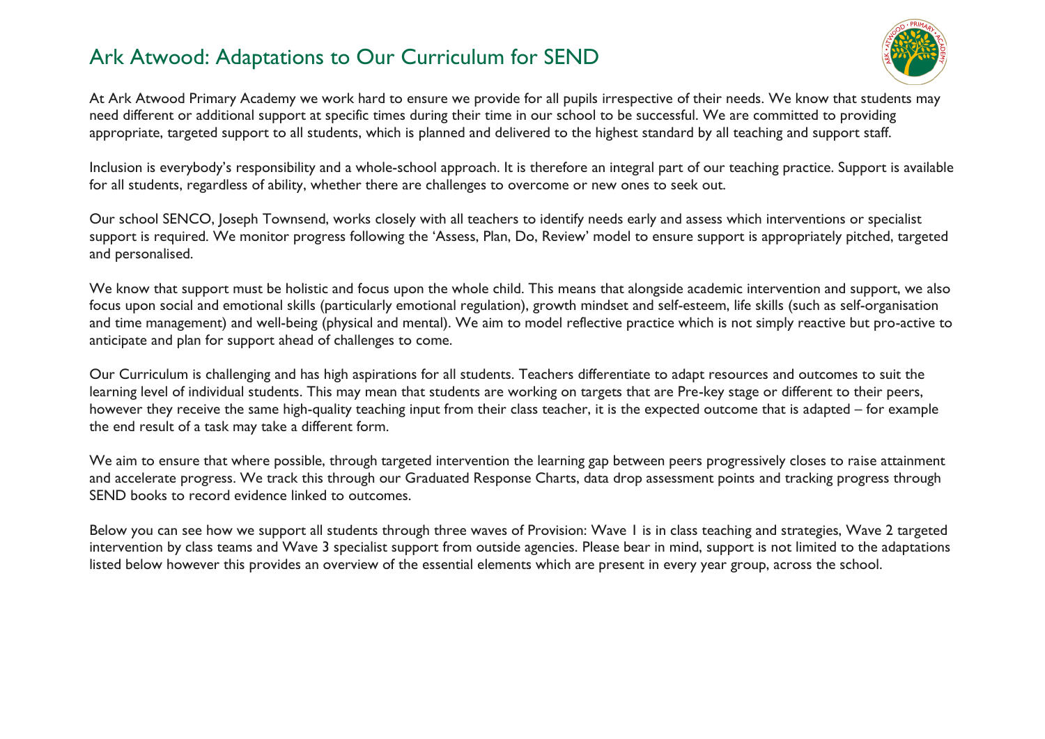# Ark Atwood: Adaptations to Our Curriculum for SEND

At Ark Atwood Primary Academy we work hard to ensure we provide for all pupils irrespective of their needs. We know that students may need different or additional support at specific times during their time in our school to be successful. We are committed to providing appropriate, targeted support to all students, which is planned and delivered to the highest standard by all teaching and support staff.

Inclusion is everybody's responsibility and a whole-school approach. It is therefore an integral part of our teaching practice. Support is available for all students, regardless of ability, whether there are challenges to overcome or new ones to seek out.

Our school SENCO, Joseph Townsend, works closely with all teachers to identify needs early and assess which interventions or specialist support is required. We monitor progress following the 'Assess, Plan, Do, Review' model to ensure support is appropriately pitched, targeted and personalised.

We know that support must be holistic and focus upon the whole child. This means that alongside academic intervention and support, we also focus upon social and emotional skills (particularly emotional regulation), growth mindset and self-esteem, life skills (such as self-organisation and time management) and well-being (physical and mental). We aim to model reflective practice which is not simply reactive but pro-active to anticipate and plan for support ahead of challenges to come.

Our Curriculum is challenging and has high aspirations for all students. Teachers differentiate to adapt resources and outcomes to suit the learning level of individual students. This may mean that students are working on targets that are Pre-key stage or different to their peers, however they receive the same high-quality teaching input from their class teacher, it is the expected outcome that is adapted – for example the end result of a task may take a different form.

We aim to ensure that where possible, through targeted intervention the learning gap between peers progressively closes to raise attainment and accelerate progress. We track this through our Graduated Response Charts, data drop assessment points and tracking progress through SEND books to record evidence linked to outcomes.

Below you can see how we support all students through three waves of Provision: Wave 1 is in class teaching and strategies, Wave 2 targeted intervention by class teams and Wave 3 specialist support from outside agencies. Please bear in mind, support is not limited to the adaptations listed below however this provides an overview of the essential elements which are present in every year group, across the school.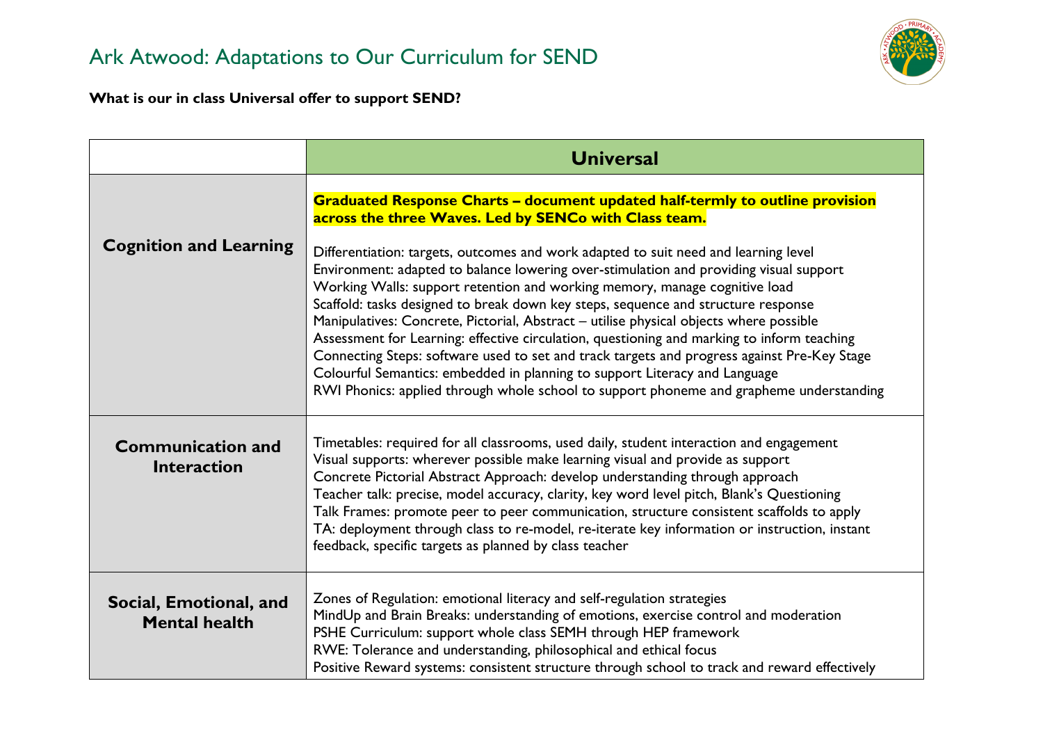# Ark Atwood: Adaptations to Our Curriculum for SEND

**What is our in class Universal offer to support SEND?**

| | **Universal** |
|---|---|
| **Cognition and Learning** | **Graduated Response Charts – document updated half-termly to outline provision across the three Waves. Led by SENCo with Class team.**<br><br>Differentiation: targets, outcomes and work adapted to suit need and learning level<br>Environment: adapted to balance lowering over-stimulation and providing visual support<br>Working Walls: support retention and working memory, manage cognitive load<br>Scaffold: tasks designed to break down key steps, sequence and structure response<br>Manipulatives: Concrete, Pictorial, Abstract – utilise physical objects where possible<br>Assessment for Learning: effective circulation, questioning and marking to inform teaching<br>Connecting Steps: software used to set and track targets and progress against Pre-Key Stage<br>Colourful Semantics: embedded in planning to support Literacy and Language<br>RWI Phonics: applied through whole school to support phoneme and grapheme understanding |
| **Communication and Interaction** | Timetables: required for all classrooms, used daily, student interaction and engagement<br>Visual supports: wherever possible make learning visual and provide as support<br>Concrete Pictorial Abstract Approach: develop understanding through approach<br>Teacher talk: precise, model accuracy, clarity, key word level pitch, Blank's Questioning<br>Talk Frames: promote peer to peer communication, structure consistent scaffolds to apply<br>TA: deployment through class to re-model, re-iterate key information or instruction, instant feedback, specific targets as planned by class teacher |
| **Social, Emotional, and Mental health** | Zones of Regulation: emotional literacy and self-regulation strategies<br>MindUp and Brain Breaks: understanding of emotions, exercise control and moderation<br>PSHE Curriculum: support whole class SEMH through HEP framework<br>RWE: Tolerance and understanding, philosophical and ethical focus<br>Positive Reward systems: consistent structure through school to track and reward effectively |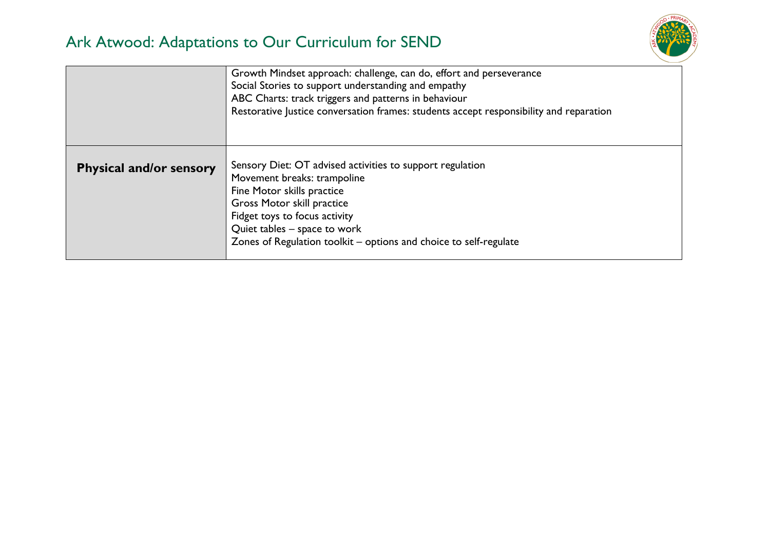# Ark Atwood: Adaptations to Our Curriculum for SEND

| | |
|---|---|
| | Growth Mindset approach: challenge, can do, effort and perseverance<br>Social Stories to support understanding and empathy<br>ABC Charts: track triggers and patterns in behaviour<br>Restorative Justice conversation frames: students accept responsibility and reparation |
| **Physical and/or sensory** | Sensory Diet: OT advised activities to support regulation<br>Movement breaks: trampoline<br>Fine Motor skills practice<br>Gross Motor skill practice<br>Fidget toys to focus activity<br>Quiet tables – space to work<br>Zones of Regulation toolkit – options and choice to self-regulate |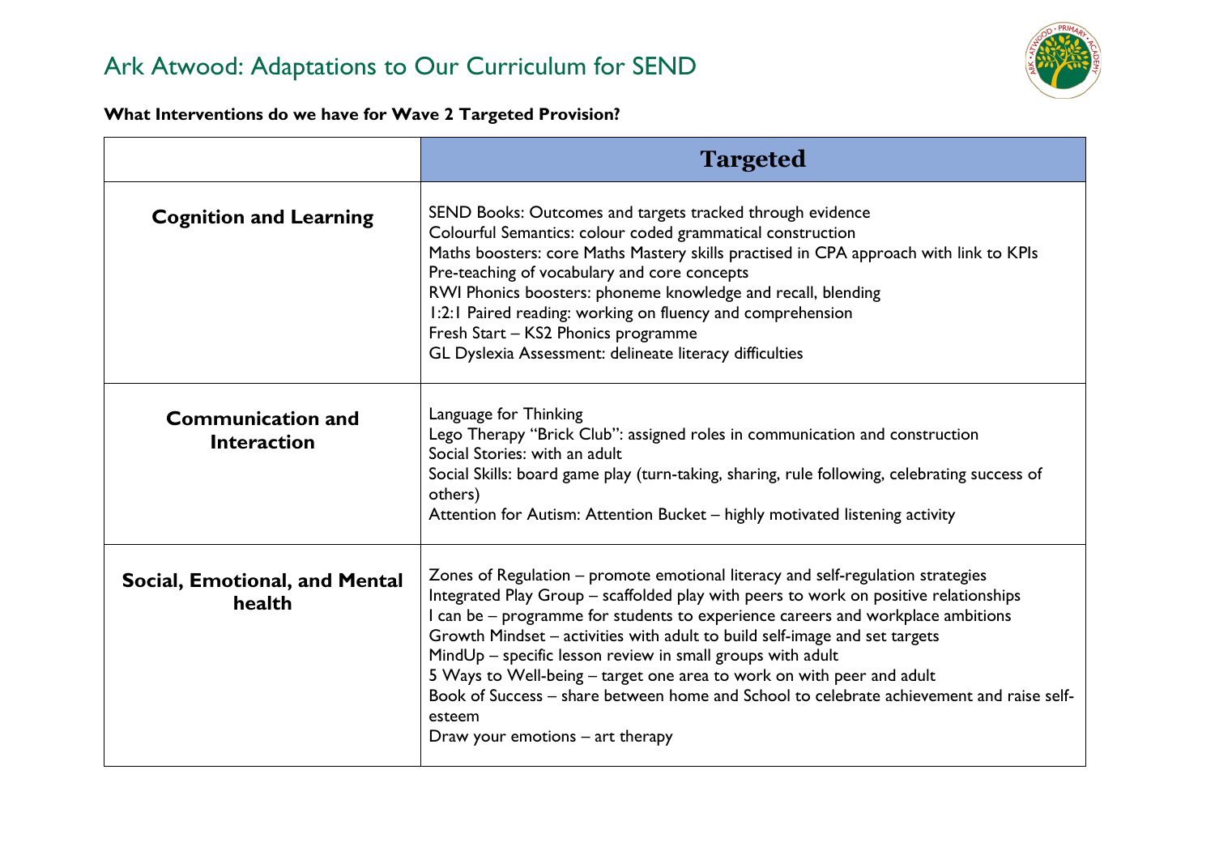# Ark Atwood: Adaptations to Our Curriculum for SEND

**What Interventions do we have for Wave 2 Targeted Provision?**

| | Targeted |
|---|---|
| **Cognition and Learning** | SEND Books: Outcomes and targets tracked through evidence<br>Colourful Semantics: colour coded grammatical construction<br>Maths boosters: core Maths Mastery skills practised in CPA approach with link to KPIs<br>Pre-teaching of vocabulary and core concepts<br>RWI Phonics boosters: phoneme knowledge and recall, blending<br>1:2:1 Paired reading: working on fluency and comprehension<br>Fresh Start – KS2 Phonics programme<br>GL Dyslexia Assessment: delineate literacy difficulties |
| **Communication and Interaction** | Language for Thinking<br>Lego Therapy "Brick Club": assigned roles in communication and construction<br>Social Stories: with an adult<br>Social Skills: board game play (turn-taking, sharing, rule following, celebrating success of others)<br>Attention for Autism: Attention Bucket – highly motivated listening activity |
| **Social, Emotional, and Mental health** | Zones of Regulation – promote emotional literacy and self-regulation strategies<br>Integrated Play Group – scaffolded play with peers to work on positive relationships<br>I can be – programme for students to experience careers and workplace ambitions<br>Growth Mindset – activities with adult to build self-image and set targets<br>MindUp – specific lesson review in small groups with adult<br>5 Ways to Well-being – target one area to work on with peer and adult<br>Book of Success – share between home and School to celebrate achievement and raise self-esteem<br>Draw your emotions – art therapy |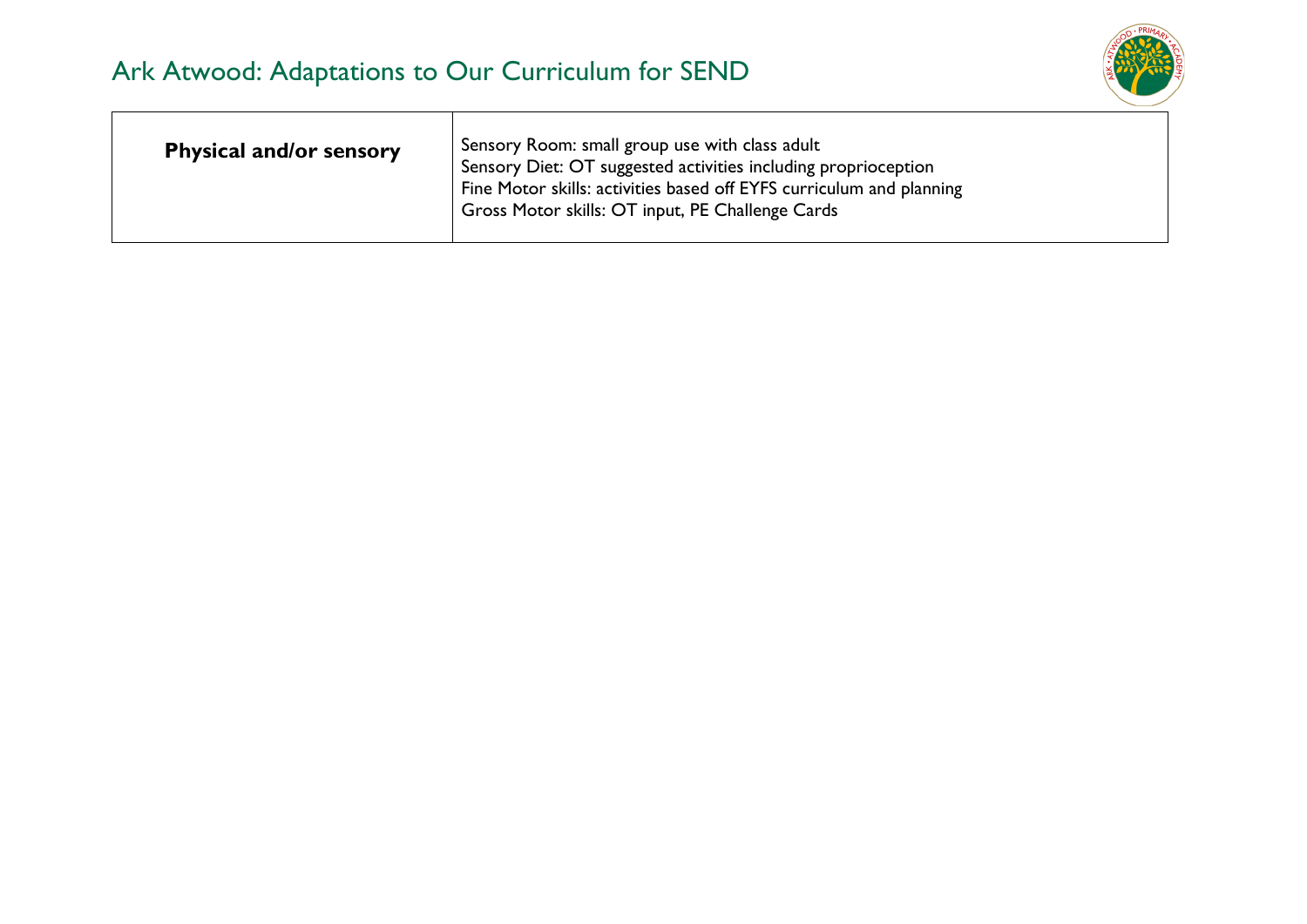# Ark Atwood: Adaptations to Our Curriculum for SEND

| | |
|---|---|
| **Physical and/or sensory** | Sensory Room: small group use with class adult<br>Sensory Diet: OT suggested activities including proprioception<br>Fine Motor skills: activities based off EYFS curriculum and planning<br>Gross Motor skills: OT input, PE Challenge Cards |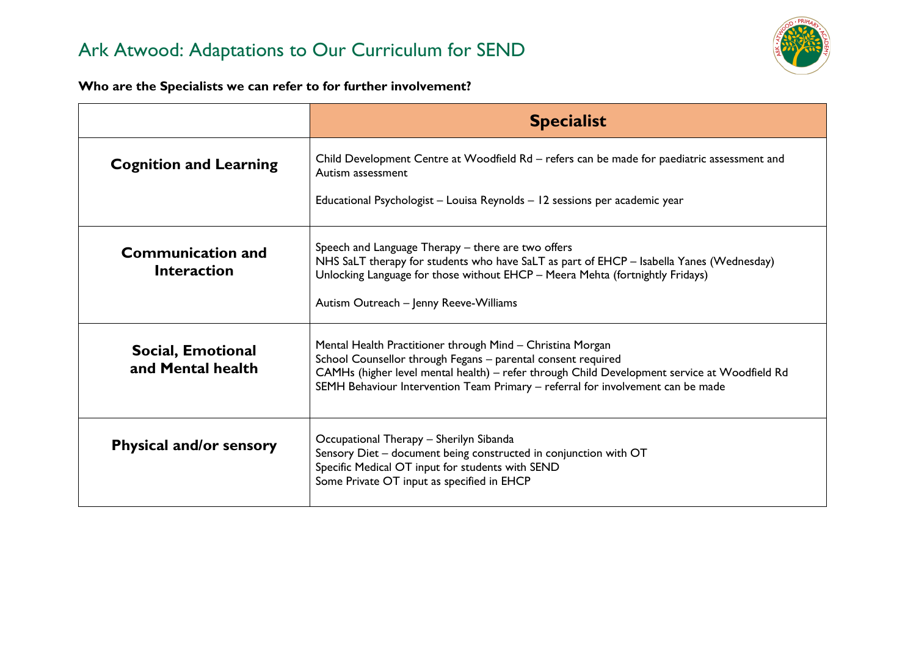# Ark Atwood: Adaptations to Our Curriculum for SEND

**Who are the Specialists we can refer to for further involvement?**

| | Specialist |
|---|---|
| **Cognition and Learning** | Child Development Centre at Woodfield Rd – refers can be made for paediatric assessment and Autism assessment<br><br>Educational Psychologist – Louisa Reynolds – 12 sessions per academic year |
| **Communication and Interaction** | Speech and Language Therapy – there are two offers<br>NHS SaLT therapy for students who have SaLT as part of EHCP – Isabella Yanes (Wednesday)<br>Unlocking Language for those without EHCP – Meera Mehta (fortnightly Fridays)<br><br>Autism Outreach – Jenny Reeve-Williams |
| **Social, Emotional and Mental health** | Mental Health Practitioner through Mind – Christina Morgan<br>School Counsellor through Fegans – parental consent required<br>CAMHs (higher level mental health) – refer through Child Development service at Woodfield Rd<br>SEMH Behaviour Intervention Team Primary – referral for involvement can be made |
| **Physical and/or sensory** | Occupational Therapy – Sherilyn Sibanda<br>Sensory Diet – document being constructed in conjunction with OT<br>Specific Medical OT input for students with SEND<br>Some Private OT input as specified in EHCP |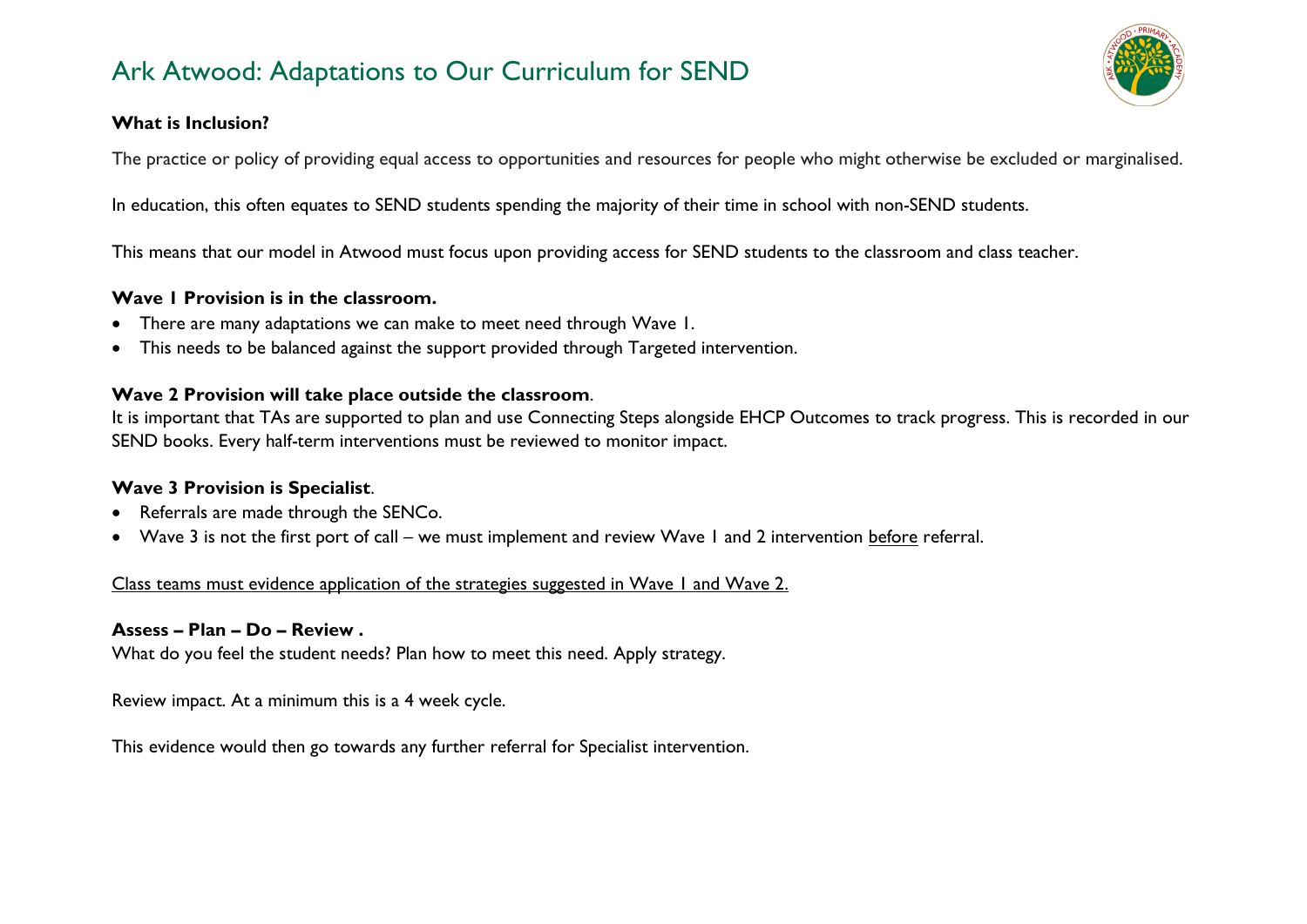# Ark Atwood: Adaptations to Our Curriculum for SEND

**What is Inclusion?**

The practice or policy of providing equal access to opportunities and resources for people who might otherwise be excluded or marginalised.

In education, this often equates to SEND students spending the majority of their time in school with non-SEND students.

This means that our model in Atwood must focus upon providing access for SEND students to the classroom and class teacher.

**Wave 1 Provision is in the classroom.**

- There are many adaptations we can make to meet need through Wave 1.
- This needs to be balanced against the support provided through Targeted intervention.

**Wave 2 Provision will take place outside the classroom**.

It is important that TAs are supported to plan and use Connecting Steps alongside EHCP Outcomes to track progress. This is recorded in our SEND books. Every half-term interventions must be reviewed to monitor impact.

**Wave 3 Provision is Specialist**.

- Referrals are made through the SENCo.
- Wave 3 is not the first port of call – we must implement and review Wave 1 and 2 intervention <u>before</u> referral.

<u>Class teams must evidence application of the strategies suggested in Wave 1 and Wave 2.</u>

**Assess – Plan – Do – Review .**

What do you feel the student needs? Plan how to meet this need. Apply strategy.

Review impact. At a minimum this is a 4 week cycle.

This evidence would then go towards any further referral for Specialist intervention.